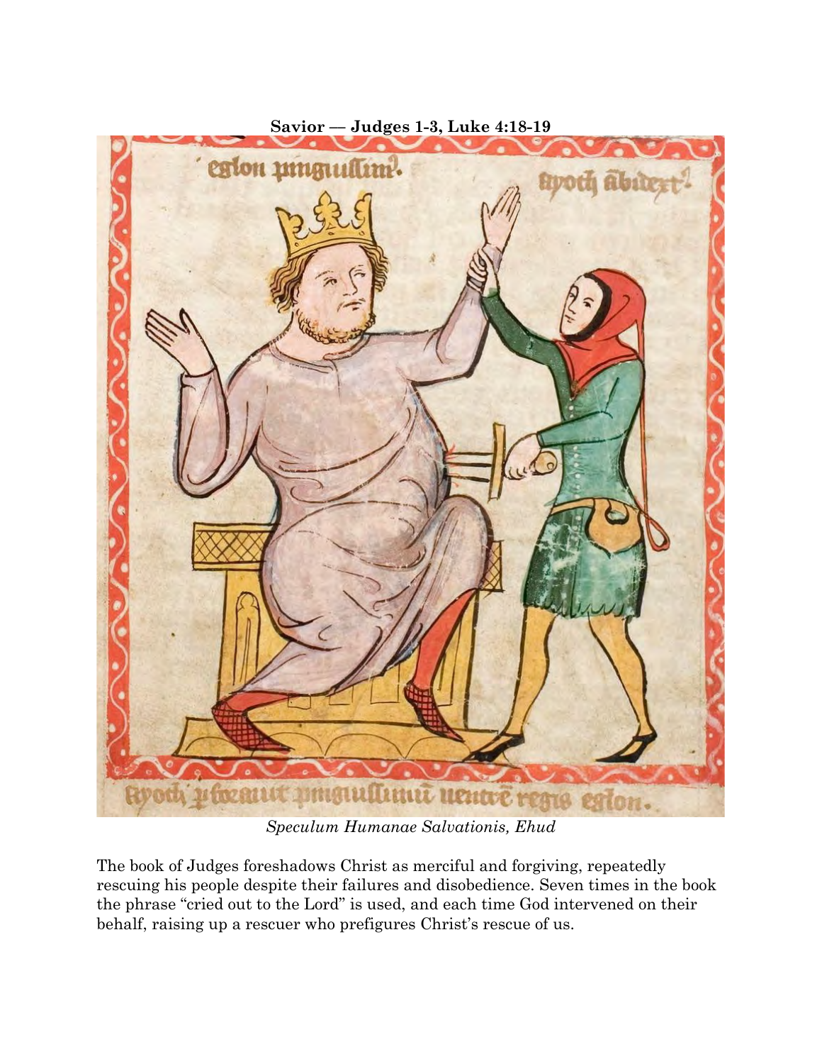**Savior — Judges 1-3, Luke 4:18-19**

*Speculum Humanae Salvationis, Ehud*

The book of Judges foreshadows Christ as merciful and forgiving, repeatedly rescuing his people despite their failures and disobedience. Seven times in the book the phrase “cried out to the Lord” is used, and each time God intervened on their behalf, raising up a rescuer who prefigures Christ’s rescue of us.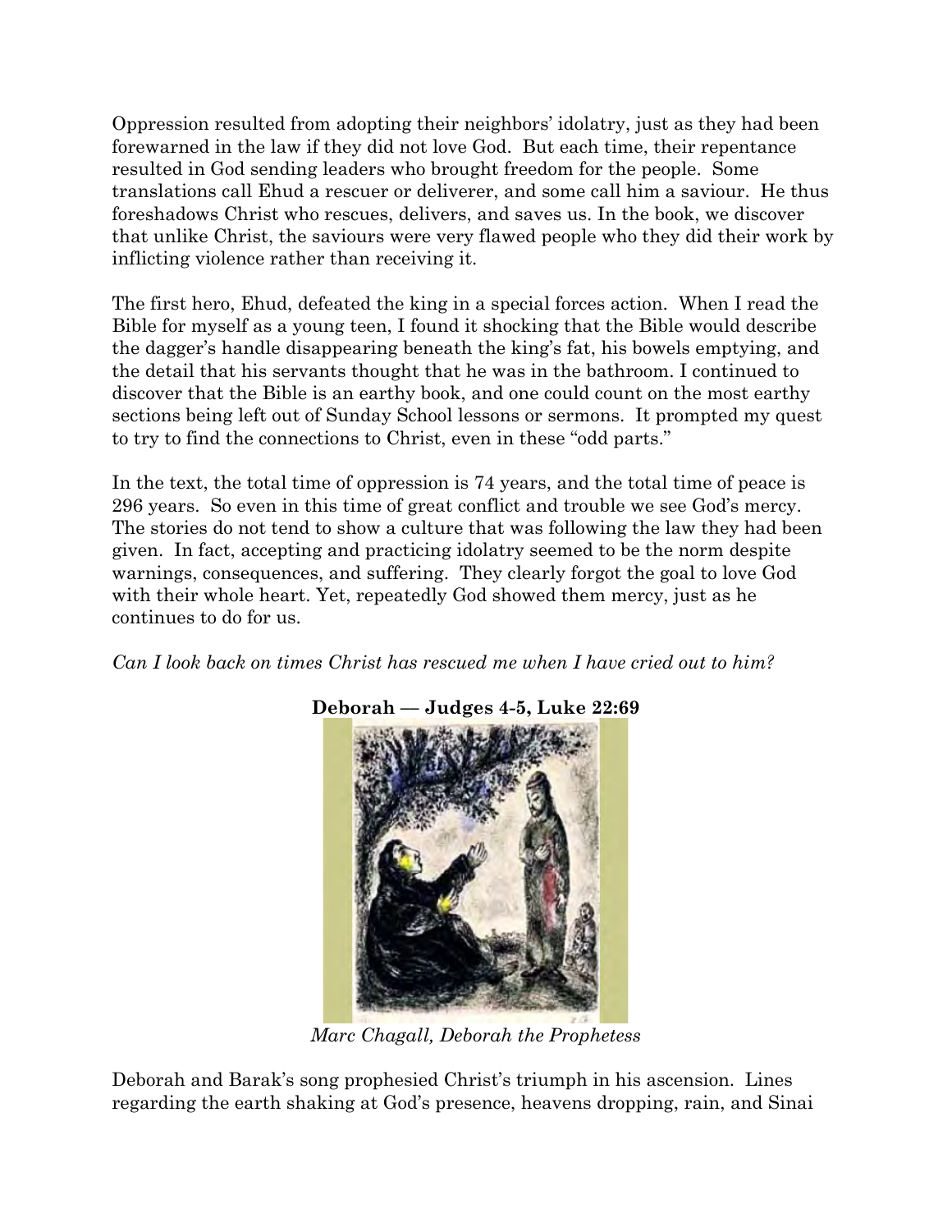Oppression resulted from adopting their neighbors' idolatry, just as they had been forewarned in the law if they did not love God. But each time, their repentance resulted in God sending leaders who brought freedom for the people. Some translations call Ehud a rescuer or deliverer, and some call him a saviour. He thus foreshadows Christ who rescues, delivers, and saves us. In the book, we discover that unlike Christ, the saviours were very flawed people who they did their work by inflicting violence rather than receiving it.

The first hero, Ehud, defeated the king in a special forces action. When I read the Bible for myself as a young teen, I found it shocking that the Bible would describe the dagger's handle disappearing beneath the king's fat, his bowels emptying, and the detail that his servants thought that he was in the bathroom. I continued to discover that the Bible is an earthy book, and one could count on the most earthy sections being left out of Sunday School lessons or sermons. It prompted my quest to try to find the connections to Christ, even in these "odd parts."

In the text, the total time of oppression is 74 years, and the total time of peace is 296 years. So even in this time of great conflict and trouble we see God's mercy. The stories do not tend to show a culture that was following the law they had been given. In fact, accepting and practicing idolatry seemed to be the norm despite warnings, consequences, and suffering. They clearly forgot the goal to love God with their whole heart. Yet, repeatedly God showed them mercy, just as he continues to do for us.

*Can I look back on times Christ has rescued me when I have cried out to him?*

## Deborah — Judges 4-5, Luke 22:69

*Marc Chagall, Deborah the Prophetess*

Deborah and Barak's song prophesied Christ's triumph in his ascension. Lines regarding the earth shaking at God's presence, heavens dropping, rain, and Sinai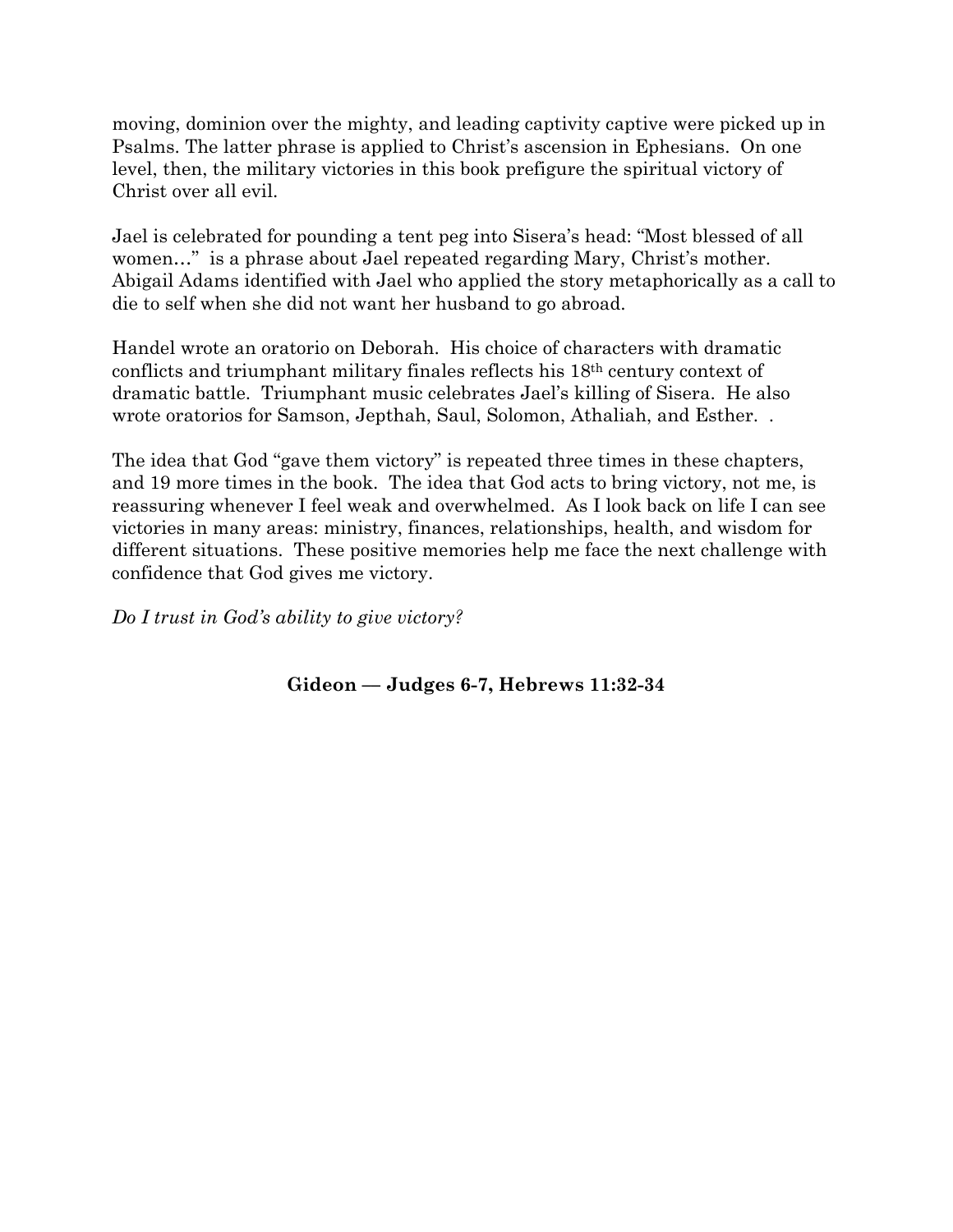moving, dominion over the mighty, and leading captivity captive were picked up in Psalms. The latter phrase is applied to Christ's ascension in Ephesians. On one level, then, the military victories in this book prefigure the spiritual victory of Christ over all evil.

Jael is celebrated for pounding a tent peg into Sisera's head: "Most blessed of all women…" is a phrase about Jael repeated regarding Mary, Christ's mother. Abigail Adams identified with Jael who applied the story metaphorically as a call to die to self when she did not want her husband to go abroad.

Handel wrote an oratorio on Deborah. His choice of characters with dramatic conflicts and triumphant military finales reflects his 18th century context of dramatic battle. Triumphant music celebrates Jael's killing of Sisera. He also wrote oratorios for Samson, Jepthah, Saul, Solomon, Athaliah, and Esther. .

The idea that God "gave them victory" is repeated three times in these chapters, and 19 more times in the book. The idea that God acts to bring victory, not me, is reassuring whenever I feel weak and overwhelmed. As I look back on life I can see victories in many areas: ministry, finances, relationships, health, and wisdom for different situations. These positive memories help me face the next challenge with confidence that God gives me victory.

*Do I trust in God's ability to give victory?*

## Gideon — Judges 6-7, Hebrews 11:32-34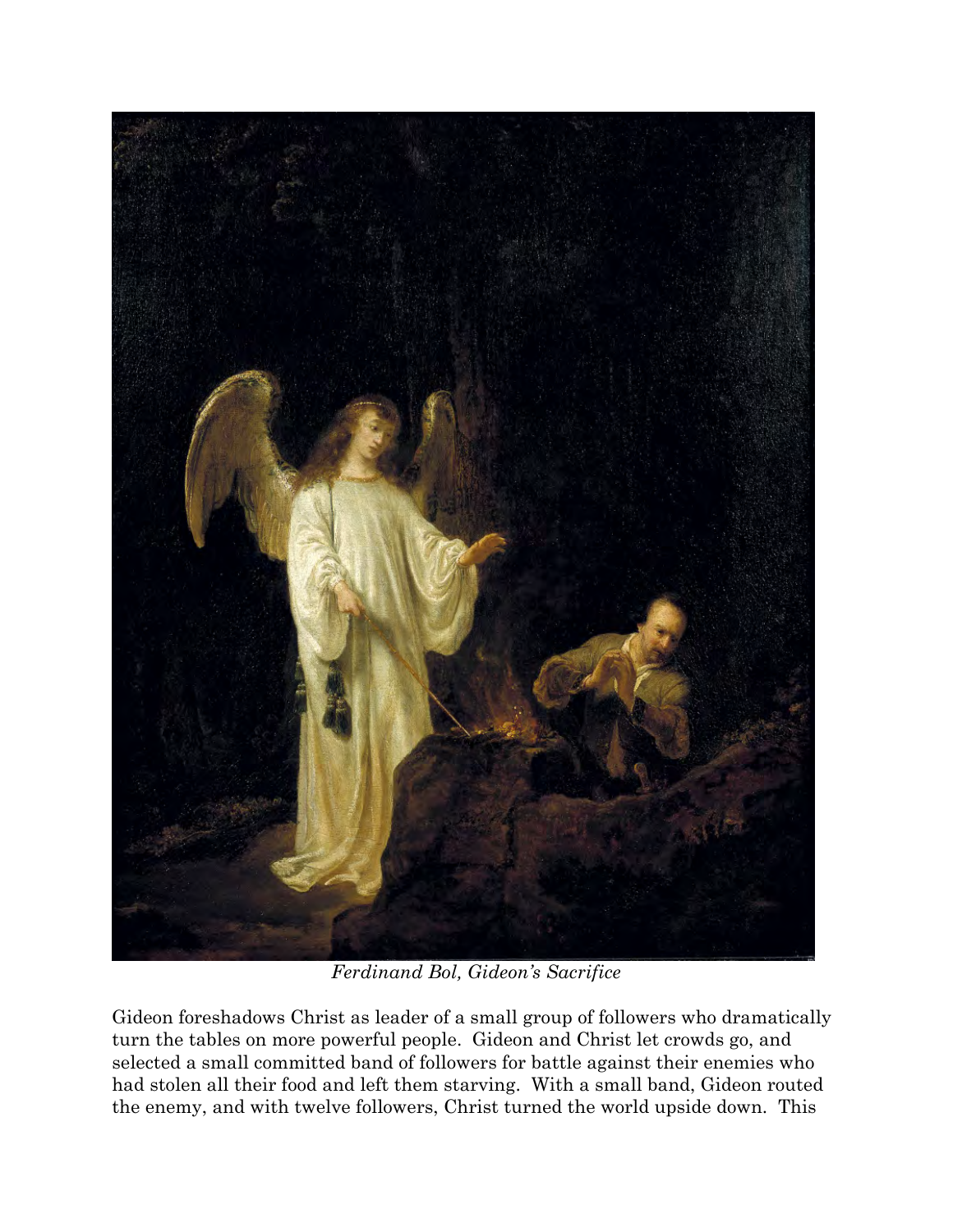*Ferdinand Bol, Gideon's Sacrifice*

Gideon foreshadows Christ as leader of a small group of followers who dramatically turn the tables on more powerful people. Gideon and Christ let crowds go, and selected a small committed band of followers for battle against their enemies who had stolen all their food and left them starving. With a small band, Gideon routed the enemy, and with twelve followers, Christ turned the world upside down. This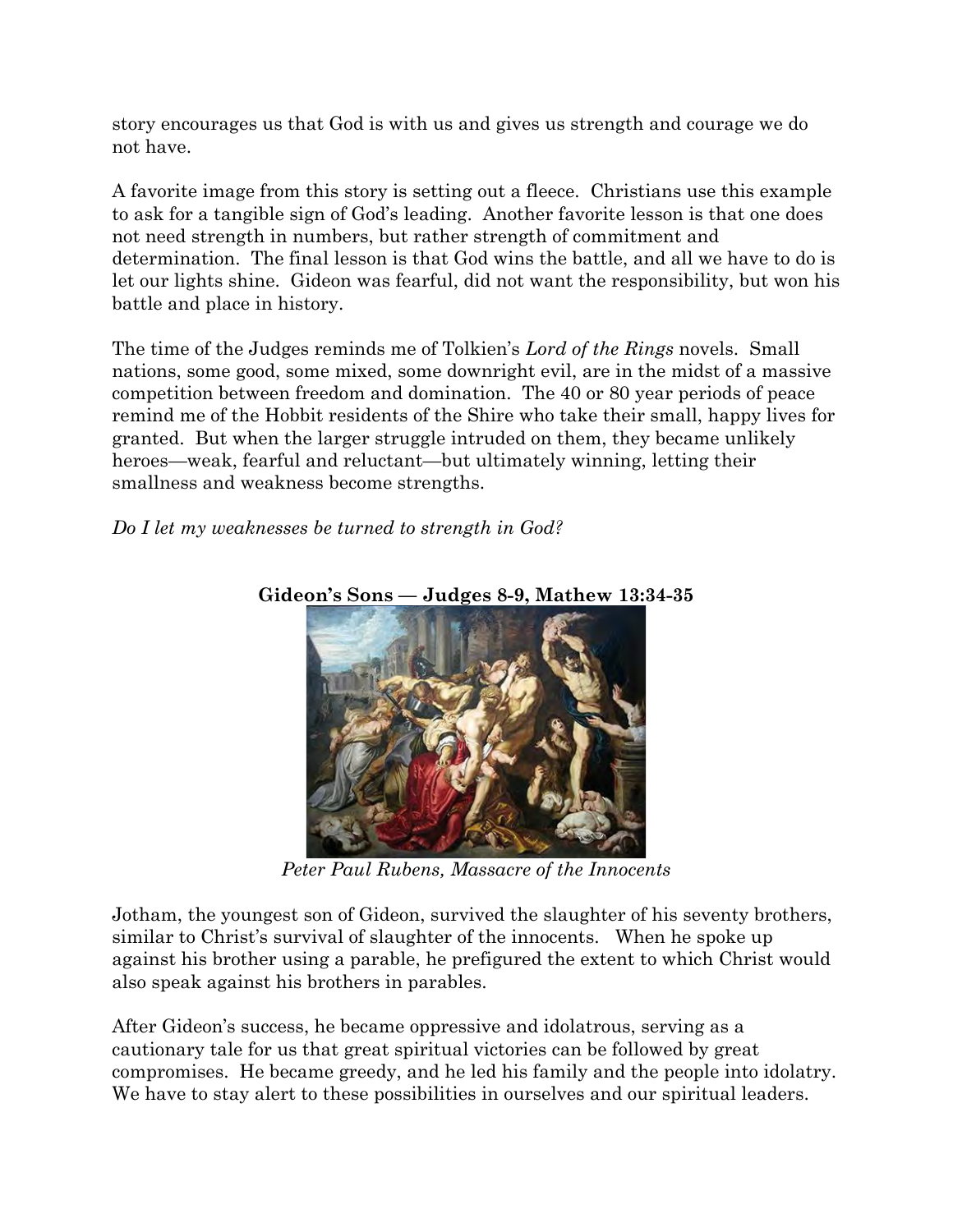story encourages us that God is with us and gives us strength and courage we do not have.

A favorite image from this story is setting out a fleece. Christians use this example to ask for a tangible sign of God's leading. Another favorite lesson is that one does not need strength in numbers, but rather strength of commitment and determination. The final lesson is that God wins the battle, and all we have to do is let our lights shine. Gideon was fearful, did not want the responsibility, but won his battle and place in history.

The time of the Judges reminds me of Tolkien's *Lord of the Rings* novels. Small nations, some good, some mixed, some downright evil, are in the midst of a massive competition between freedom and domination. The 40 or 80 year periods of peace remind me of the Hobbit residents of the Shire who take their small, happy lives for granted. But when the larger struggle intruded on them, they became unlikely heroes—weak, fearful and reluctant—but ultimately winning, letting their smallness and weakness become strengths.

*Do I let my weaknesses be turned to strength in God?*

**Gideon's Sons — Judges 8-9, Mathew 13:34-35**

*Peter Paul Rubens, Massacre of the Innocents*

Jotham, the youngest son of Gideon, survived the slaughter of his seventy brothers, similar to Christ's survival of slaughter of the innocents. When he spoke up against his brother using a parable, he prefigured the extent to which Christ would also speak against his brothers in parables.

After Gideon's success, he became oppressive and idolatrous, serving as a cautionary tale for us that great spiritual victories can be followed by great compromises. He became greedy, and he led his family and the people into idolatry. We have to stay alert to these possibilities in ourselves and our spiritual leaders.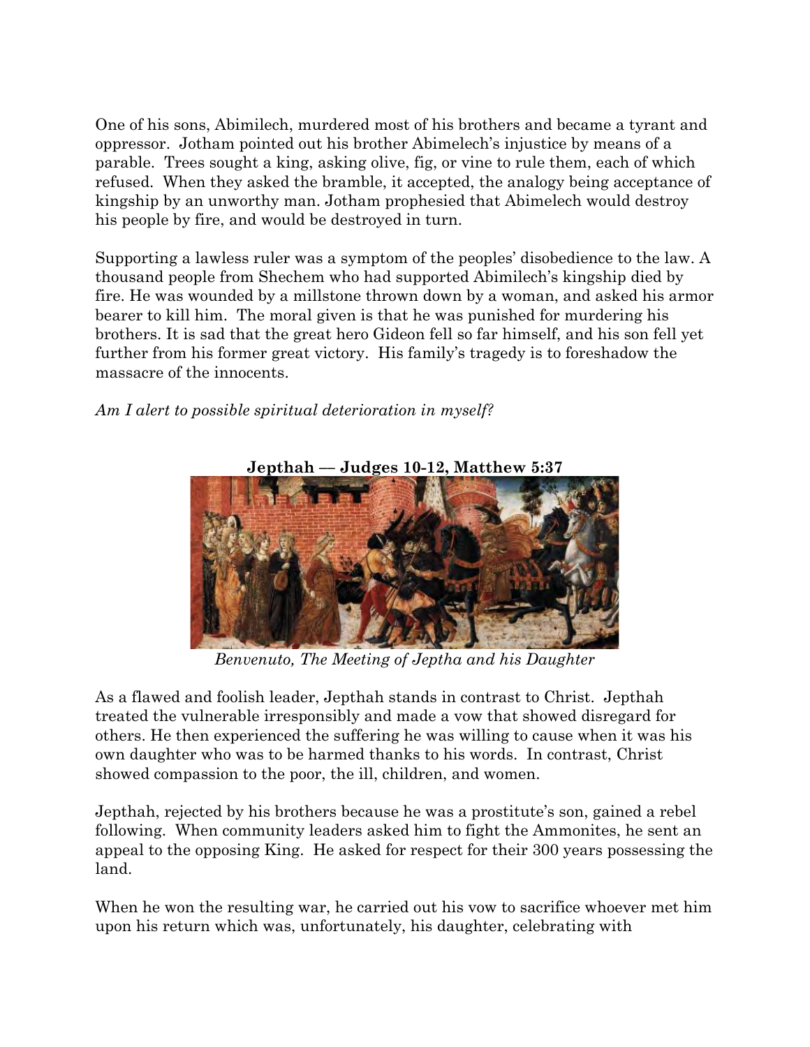One of his sons, Abimilech, murdered most of his brothers and became a tyrant and oppressor. Jotham pointed out his brother Abimelech's injustice by means of a parable. Trees sought a king, asking olive, fig, or vine to rule them, each of which refused. When they asked the bramble, it accepted, the analogy being acceptance of kingship by an unworthy man. Jotham prophesied that Abimelech would destroy his people by fire, and would be destroyed in turn.

Supporting a lawless ruler was a symptom of the peoples' disobedience to the law. A thousand people from Shechem who had supported Abimilech's kingship died by fire. He was wounded by a millstone thrown down by a woman, and asked his armor bearer to kill him. The moral given is that he was punished for murdering his brothers. It is sad that the great hero Gideon fell so far himself, and his son fell yet further from his former great victory. His family's tragedy is to foreshadow the massacre of the innocents.

*Am I alert to possible spiritual deterioration in myself?*

**Jepthah — Judges 10-12, Matthew 5:37**

*Benvenuto, The Meeting of Jeptha and his Daughter*

As a flawed and foolish leader, Jepthah stands in contrast to Christ. Jepthah treated the vulnerable irresponsibly and made a vow that showed disregard for others. He then experienced the suffering he was willing to cause when it was his own daughter who was to be harmed thanks to his words. In contrast, Christ showed compassion to the poor, the ill, children, and women.

Jepthah, rejected by his brothers because he was a prostitute's son, gained a rebel following. When community leaders asked him to fight the Ammonites, he sent an appeal to the opposing King. He asked for respect for their 300 years possessing the land.

When he won the resulting war, he carried out his vow to sacrifice whoever met him upon his return which was, unfortunately, his daughter, celebrating with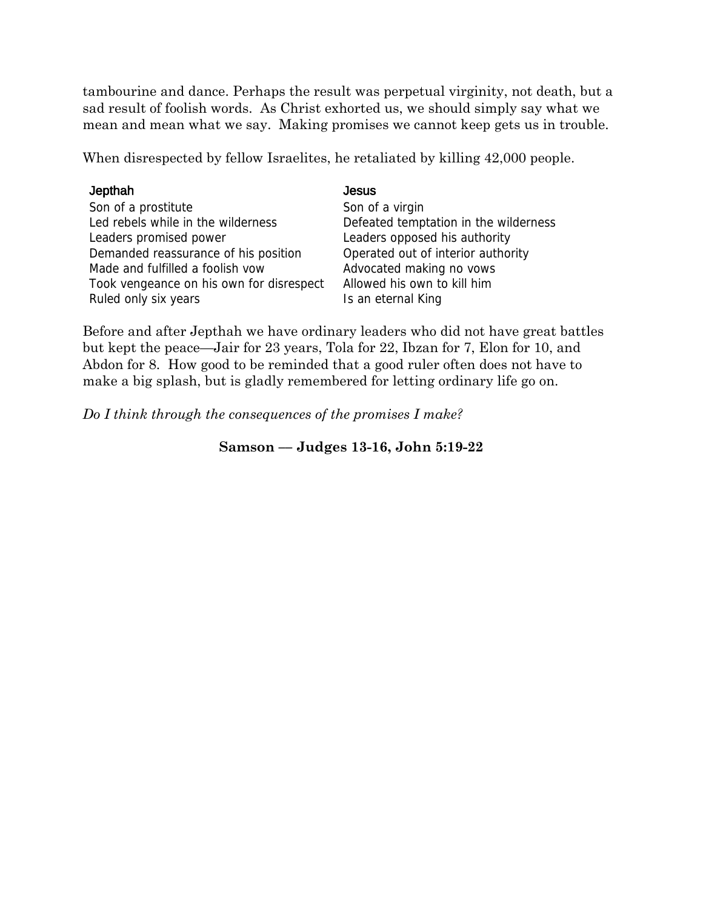tambourine and dance. Perhaps the result was perpetual virginity, not death, but a sad result of foolish words. As Christ exhorted us, we should simply say what we mean and mean what we say. Making promises we cannot keep gets us in trouble.

When disrespected by fellow Israelites, he retaliated by killing 42,000 people.

| Jepthah | Jesus |
|---|---|
| Son of a prostitute | Son of a virgin |
| Led rebels while in the wilderness | Defeated temptation in the wilderness |
| Leaders promised power | Leaders opposed his authority |
| Demanded reassurance of his position | Operated out of interior authority |
| Made and fulfilled a foolish vow | Advocated making no vows |
| Took vengeance on his own for disrespect | Allowed his own to kill him |
| Ruled only six years | Is an eternal King |

Before and after Jepthah we have ordinary leaders who did not have great battles but kept the peace—Jair for 23 years, Tola for 22, Ibzan for 7, Elon for 10, and Abdon for 8. How good to be reminded that a good ruler often does not have to make a big splash, but is gladly remembered for letting ordinary life go on.

*Do I think through the consequences of the promises I make?*

## Samson — Judges 13-16, John 5:19-22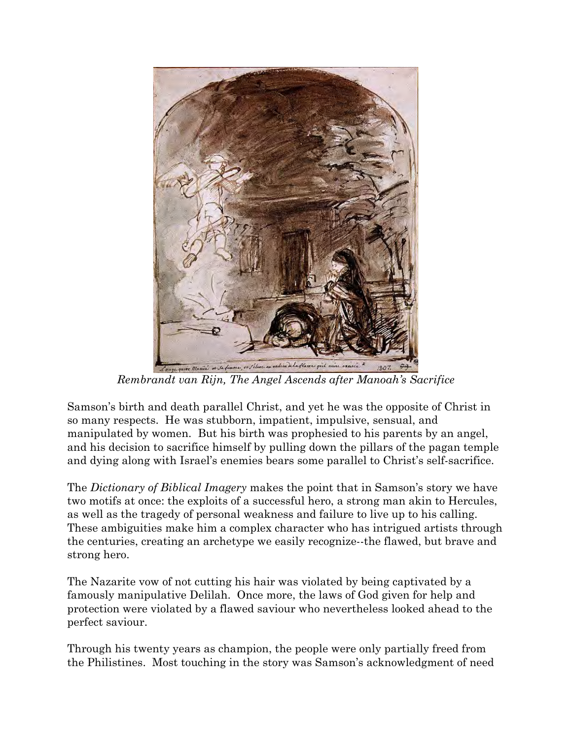*Rembrandt van Rijn, The Angel Ascends after Manoah's Sacrifice*

Samson's birth and death parallel Christ, and yet he was the opposite of Christ in so many respects. He was stubborn, impatient, impulsive, sensual, and manipulated by women. But his birth was prophesied to his parents by an angel, and his decision to sacrifice himself by pulling down the pillars of the pagan temple and dying along with Israel's enemies bears some parallel to Christ's self-sacrifice.

The *Dictionary of Biblical Imagery* makes the point that in Samson's story we have two motifs at once: the exploits of a successful hero, a strong man akin to Hercules, as well as the tragedy of personal weakness and failure to live up to his calling. These ambiguities make him a complex character who has intrigued artists through the centuries, creating an archetype we easily recognize--the flawed, but brave and strong hero.

The Nazarite vow of not cutting his hair was violated by being captivated by a famously manipulative Delilah. Once more, the laws of God given for help and protection were violated by a flawed saviour who nevertheless looked ahead to the perfect saviour.

Through his twenty years as champion, the people were only partially freed from the Philistines. Most touching in the story was Samson's acknowledgment of need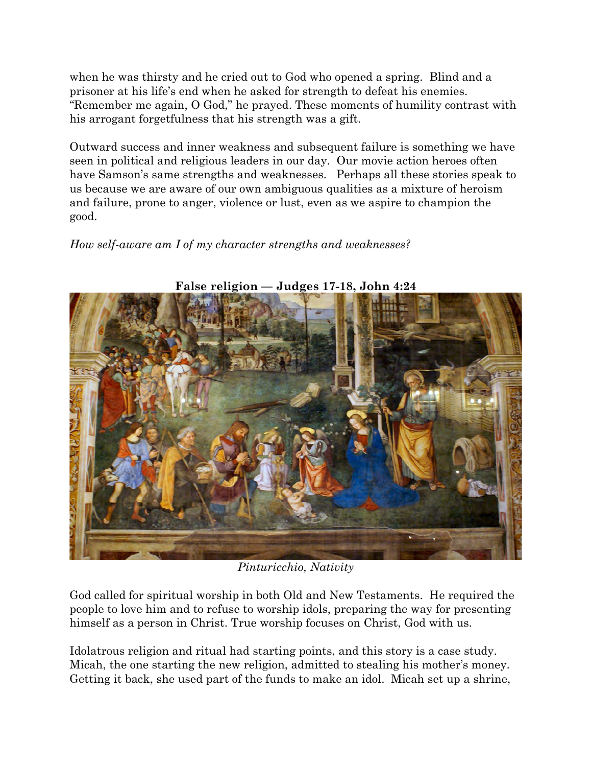when he was thirsty and he cried out to God who opened a spring. Blind and a prisoner at his life's end when he asked for strength to defeat his enemies. "Remember me again, O God," he prayed. These moments of humility contrast with his arrogant forgetfulness that his strength was a gift.

Outward success and inner weakness and subsequent failure is something we have seen in political and religious leaders in our day. Our movie action heroes often have Samson's same strengths and weaknesses. Perhaps all these stories speak to us because we are aware of our own ambiguous qualities as a mixture of heroism and failure, prone to anger, violence or lust, even as we aspire to champion the good.

*How self-aware am I of my character strengths and weaknesses?*

**False religion — Judges 17-18, John 4:24**

*Pinturicchio, Nativity*

God called for spiritual worship in both Old and New Testaments. He required the people to love him and to refuse to worship idols, preparing the way for presenting himself as a person in Christ. True worship focuses on Christ, God with us.

Idolatrous religion and ritual had starting points, and this story is a case study. Micah, the one starting the new religion, admitted to stealing his mother's money. Getting it back, she used part of the funds to make an idol. Micah set up a shrine,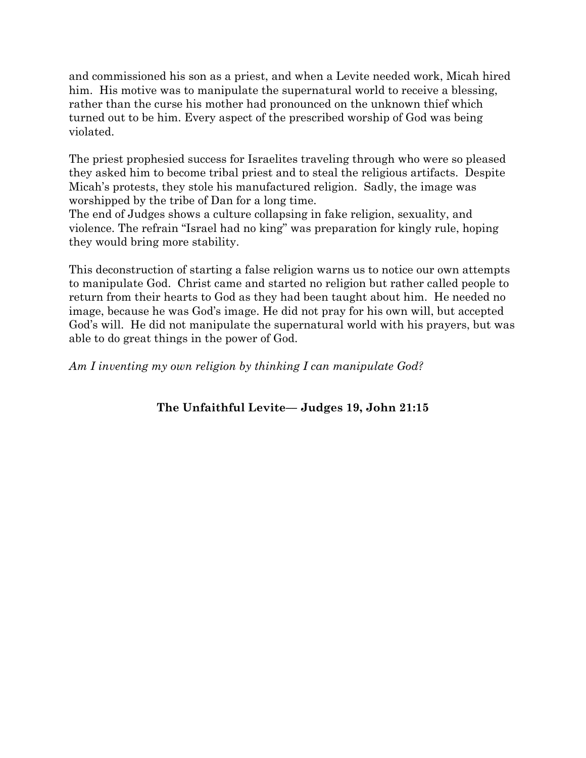and commissioned his son as a priest, and when a Levite needed work, Micah hired him. His motive was to manipulate the supernatural world to receive a blessing, rather than the curse his mother had pronounced on the unknown thief which turned out to be him. Every aspect of the prescribed worship of God was being violated.

The priest prophesied success for Israelites traveling through who were so pleased they asked him to become tribal priest and to steal the religious artifacts. Despite Micah's protests, they stole his manufactured religion. Sadly, the image was worshipped by the tribe of Dan for a long time.
The end of Judges shows a culture collapsing in fake religion, sexuality, and violence. The refrain "Israel had no king" was preparation for kingly rule, hoping they would bring more stability.

This deconstruction of starting a false religion warns us to notice our own attempts to manipulate God. Christ came and started no religion but rather called people to return from their hearts to God as they had been taught about him. He needed no image, because he was God's image. He did not pray for his own will, but accepted God's will. He did not manipulate the supernatural world with his prayers, but was able to do great things in the power of God.

*Am I inventing my own religion by thinking I can manipulate God?*

## The Unfaithful Levite— Judges 19, John 21:15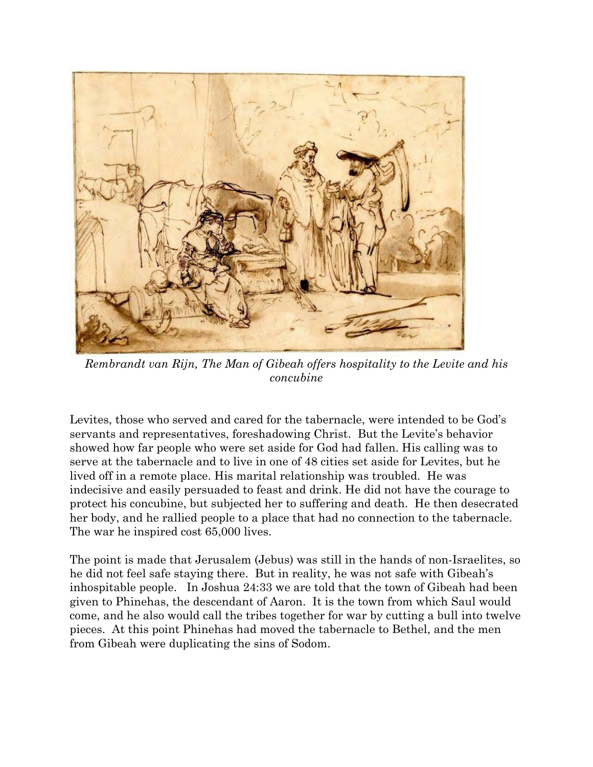*Rembrandt van Rijn, The Man of Gibeah offers hospitality to the Levite and his concubine*

Levites, those who served and cared for the tabernacle, were intended to be God's servants and representatives, foreshadowing Christ. But the Levite's behavior showed how far people who were set aside for God had fallen. His calling was to serve at the tabernacle and to live in one of 48 cities set aside for Levites, but he lived off in a remote place. His marital relationship was troubled. He was indecisive and easily persuaded to feast and drink. He did not have the courage to protect his concubine, but subjected her to suffering and death. He then desecrated her body, and he rallied people to a place that had no connection to the tabernacle. The war he inspired cost 65,000 lives.

The point is made that Jerusalem (Jebus) was still in the hands of non-Israelites, so he did not feel safe staying there. But in reality, he was not safe with Gibeah's inhospitable people. In Joshua 24:33 we are told that the town of Gibeah had been given to Phinehas, the descendant of Aaron. It is the town from which Saul would come, and he also would call the tribes together for war by cutting a bull into twelve pieces. At this point Phinehas had moved the tabernacle to Bethel, and the men from Gibeah were duplicating the sins of Sodom.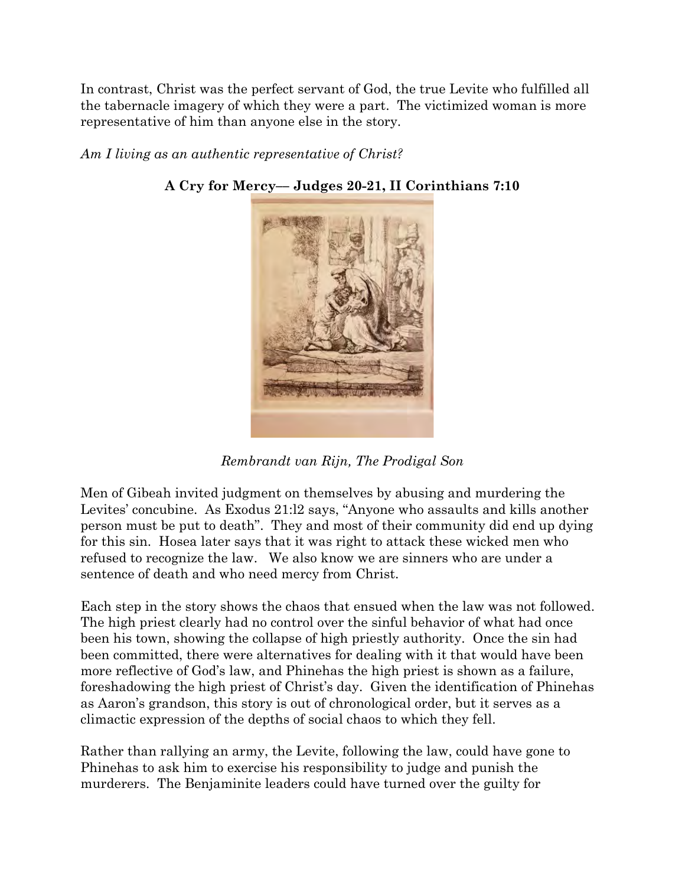In contrast, Christ was the perfect servant of God, the true Levite who fulfilled all the tabernacle imagery of which they were a part. The victimized woman is more representative of him than anyone else in the story.

*Am I living as an authentic representative of Christ?*

**A Cry for Mercy— Judges 20-21, II Corinthians 7:10**

*Rembrandt van Rijn, The Prodigal Son*

Men of Gibeah invited judgment on themselves by abusing and murdering the Levites' concubine. As Exodus 21:l2 says, "Anyone who assaults and kills another person must be put to death". They and most of their community did end up dying for this sin. Hosea later says that it was right to attack these wicked men who refused to recognize the law. We also know we are sinners who are under a sentence of death and who need mercy from Christ.

Each step in the story shows the chaos that ensued when the law was not followed. The high priest clearly had no control over the sinful behavior of what had once been his town, showing the collapse of high priestly authority. Once the sin had been committed, there were alternatives for dealing with it that would have been more reflective of God's law, and Phinehas the high priest is shown as a failure, foreshadowing the high priest of Christ's day. Given the identification of Phinehas as Aaron's grandson, this story is out of chronological order, but it serves as a climactic expression of the depths of social chaos to which they fell.

Rather than rallying an army, the Levite, following the law, could have gone to Phinehas to ask him to exercise his responsibility to judge and punish the murderers. The Benjaminite leaders could have turned over the guilty for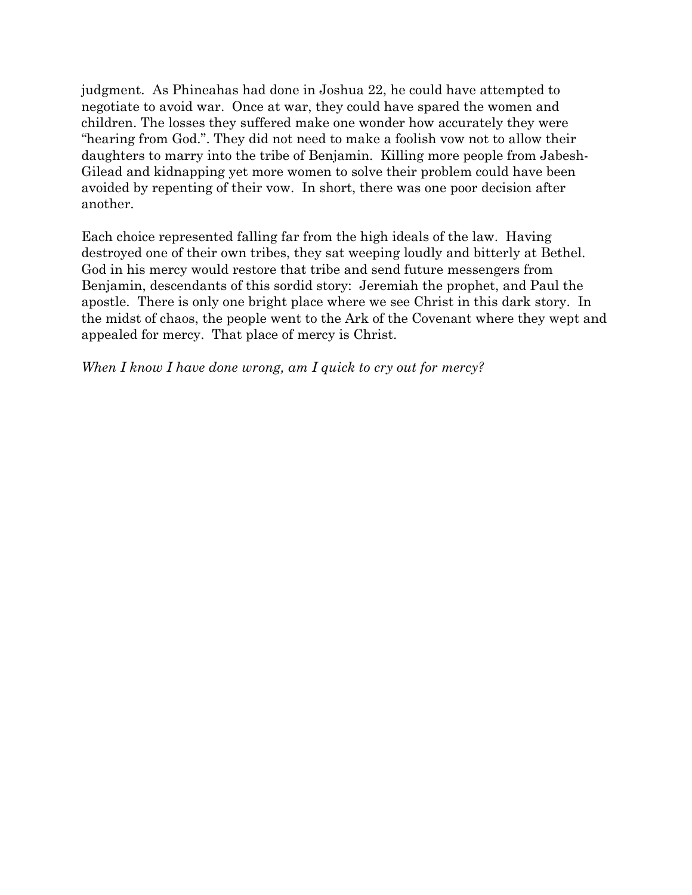judgment. As Phineahas had done in Joshua 22, he could have attempted to negotiate to avoid war. Once at war, they could have spared the women and children. The losses they suffered make one wonder how accurately they were "hearing from God.". They did not need to make a foolish vow not to allow their daughters to marry into the tribe of Benjamin. Killing more people from Jabesh-Gilead and kidnapping yet more women to solve their problem could have been avoided by repenting of their vow. In short, there was one poor decision after another.

Each choice represented falling far from the high ideals of the law. Having destroyed one of their own tribes, they sat weeping loudly and bitterly at Bethel. God in his mercy would restore that tribe and send future messengers from Benjamin, descendants of this sordid story: Jeremiah the prophet, and Paul the apostle. There is only one bright place where we see Christ in this dark story. In the midst of chaos, the people went to the Ark of the Covenant where they wept and appealed for mercy. That place of mercy is Christ.

*When I know I have done wrong, am I quick to cry out for mercy?*